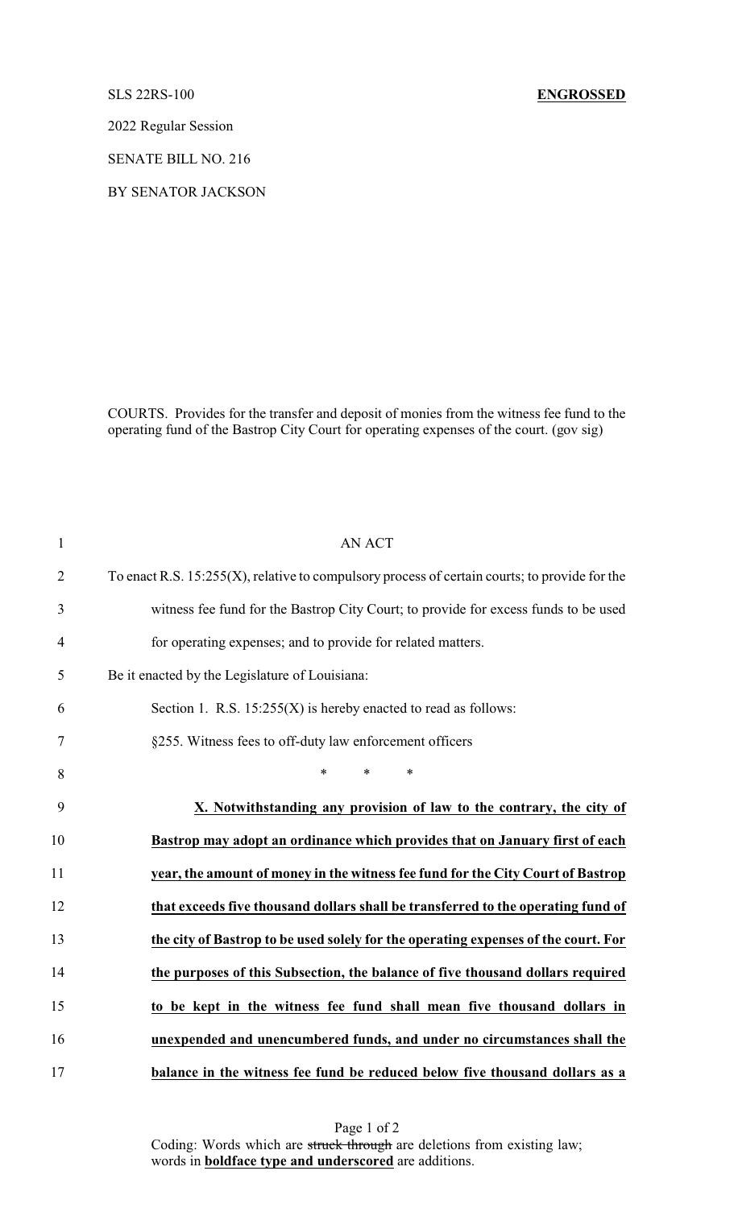SLS 22RS-100 **ENGROSSED**

2022 Regular Session

SENATE BILL NO. 216

BY SENATOR JACKSON

COURTS. Provides for the transfer and deposit of monies from the witness fee fund to the operating fund of the Bastrop City Court for operating expenses of the court. (gov sig)

AN ACT

To enact R.S. 15:255(X), relative to compulsory process of certain courts; to provide for the witness fee fund for the Bastrop City Court; to provide for excess funds to be used for operating expenses; and to provide for related matters.

Be it enacted by the Legislature of Louisiana:

Section 1. R.S. 15:255(X) is hereby enacted to read as follows:

§255. Witness fees to off-duty law enforcement officers

\* \* \*

**X. Notwithstanding any provision of law to the contrary, the city of Bastrop may adopt an ordinance which provides that on January first of each year, the amount of money in the witness fee fund for the City Court of Bastrop that exceeds five thousand dollars shall be transferred to the operating fund of the city of Bastrop to be used solely for the operating expenses of the court. For the purposes of this Subsection, the balance of five thousand dollars required to be kept in the witness fee fund shall mean five thousand dollars in unexpended and unencumbered funds, and under no circumstances shall the balance in the witness fee fund be reduced below five thousand dollars as a**

Coding: Words which are ~~struck through~~ are deletions from existing law; words in **boldface type and underscored** are additions.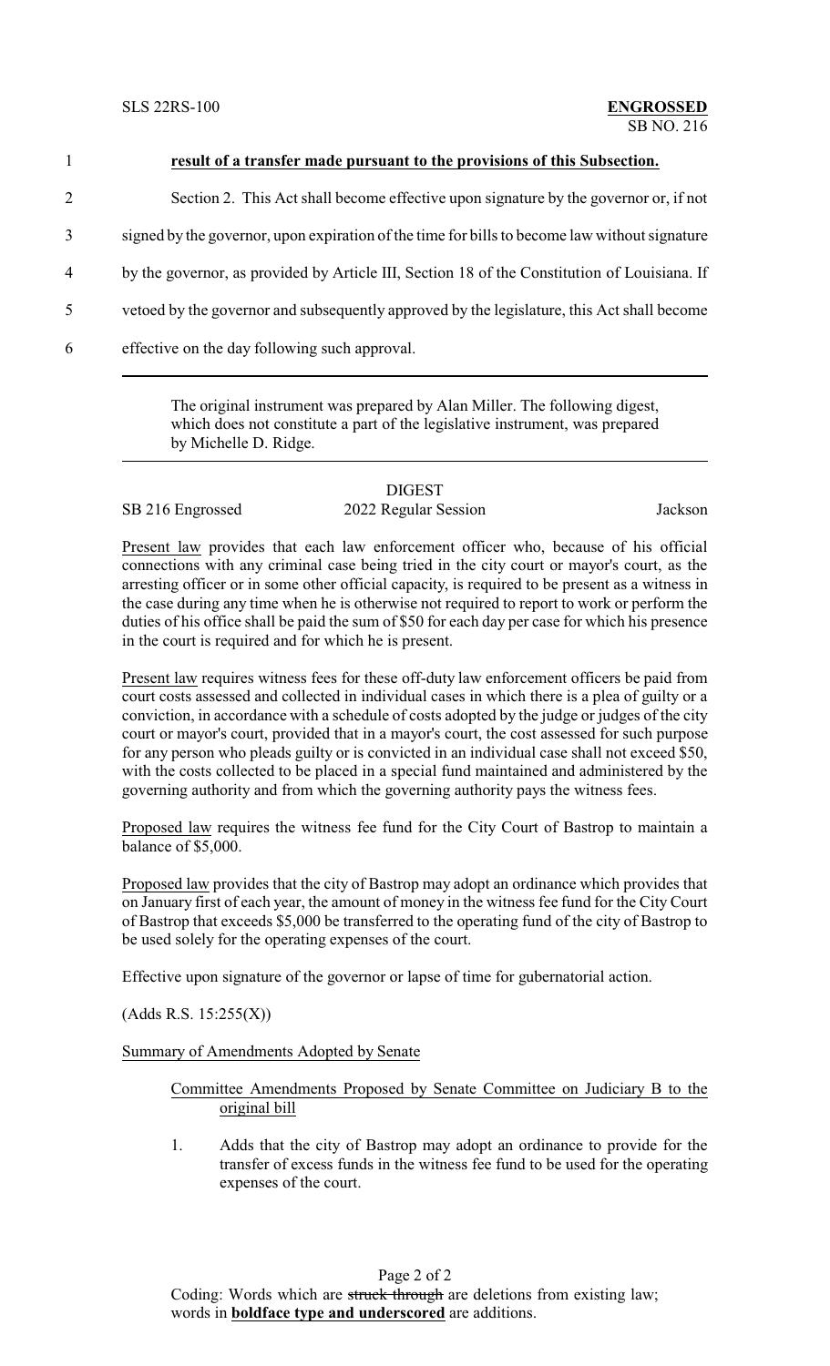**result of a transfer made pursuant to the provisions of this Subsection.**

Section 2. This Act shall become effective upon signature by the governor or, if not signed by the governor, upon expiration of the time for bills to become law without signature by the governor, as provided by Article III, Section 18 of the Constitution of Louisiana. If vetoed by the governor and subsequently approved by the legislature, this Act shall become effective on the day following such approval.

---

The original instrument was prepared by Alan Miller. The following digest, which does not constitute a part of the legislative instrument, was prepared by Michelle D. Ridge.

---

DIGEST

SB 216 Engrossed — 2022 Regular Session — Jackson

Present law provides that each law enforcement officer who, because of his official connections with any criminal case being tried in the city court or mayor's court, as the arresting officer or in some other official capacity, is required to be present as a witness in the case during any time when he is otherwise not required to report to work or perform the duties of his office shall be paid the sum of $50 for each day per case for which his presence in the court is required and for which he is present.

Present law requires witness fees for these off-duty law enforcement officers be paid from court costs assessed and collected in individual cases in which there is a plea of guilty or a conviction, in accordance with a schedule of costs adopted by the judge or judges of the city court or mayor's court, provided that in a mayor's court, the cost assessed for such purpose for any person who pleads guilty or is convicted in an individual case shall not exceed $50, with the costs collected to be placed in a special fund maintained and administered by the governing authority and from which the governing authority pays the witness fees.

Proposed law requires the witness fee fund for the City Court of Bastrop to maintain a balance of $5,000.

Proposed law provides that the city of Bastrop may adopt an ordinance which provides that on January first of each year, the amount of money in the witness fee fund for the City Court of Bastrop that exceeds $5,000 be transferred to the operating fund of the city of Bastrop to be used solely for the operating expenses of the court.

Effective upon signature of the governor or lapse of time for gubernatorial action.

(Adds R.S. 15:255(X))

Summary of Amendments Adopted by Senate

Committee Amendments Proposed by Senate Committee on Judiciary B to the original bill

1. Adds that the city of Bastrop may adopt an ordinance to provide for the transfer of excess funds in the witness fee fund to be used for the operating expenses of the court.

Coding: Words which are ~~struck through~~ are deletions from existing law; words in **boldface type and underscored** are additions.